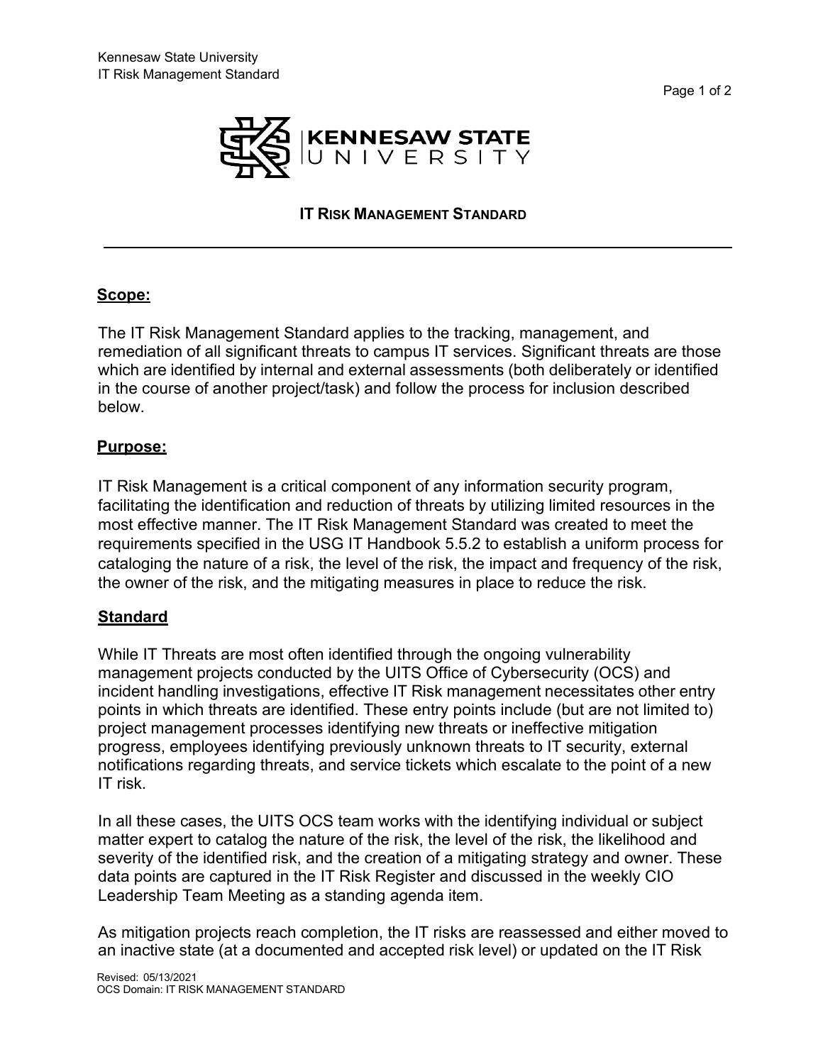# IT Risk Management Standard

## Scope:

The IT Risk Management Standard applies to the tracking, management, and remediation of all significant threats to campus IT services. Significant threats are those which are identified by internal and external assessments (both deliberately or identified in the course of another project/task) and follow the process for inclusion described below.

## Purpose:

IT Risk Management is a critical component of any information security program, facilitating the identification and reduction of threats by utilizing limited resources in the most effective manner. The IT Risk Management Standard was created to meet the requirements specified in the USG IT Handbook 5.5.2 to establish a uniform process for cataloging the nature of a risk, the level of the risk, the impact and frequency of the risk, the owner of the risk, and the mitigating measures in place to reduce the risk.

## Standard

While IT Threats are most often identified through the ongoing vulnerability management projects conducted by the UITS Office of Cybersecurity (OCS) and incident handling investigations, effective IT Risk management necessitates other entry points in which threats are identified. These entry points include (but are not limited to) project management processes identifying new threats or ineffective mitigation progress, employees identifying previously unknown threats to IT security, external notifications regarding threats, and service tickets which escalate to the point of a new IT risk.

In all these cases, the UITS OCS team works with the identifying individual or subject matter expert to catalog the nature of the risk, the level of the risk, the likelihood and severity of the identified risk, and the creation of a mitigating strategy and owner. These data points are captured in the IT Risk Register and discussed in the weekly CIO Leadership Team Meeting as a standing agenda item.

As mitigation projects reach completion, the IT risks are reassessed and either moved to an inactive state (at a documented and accepted risk level) or updated on the IT Risk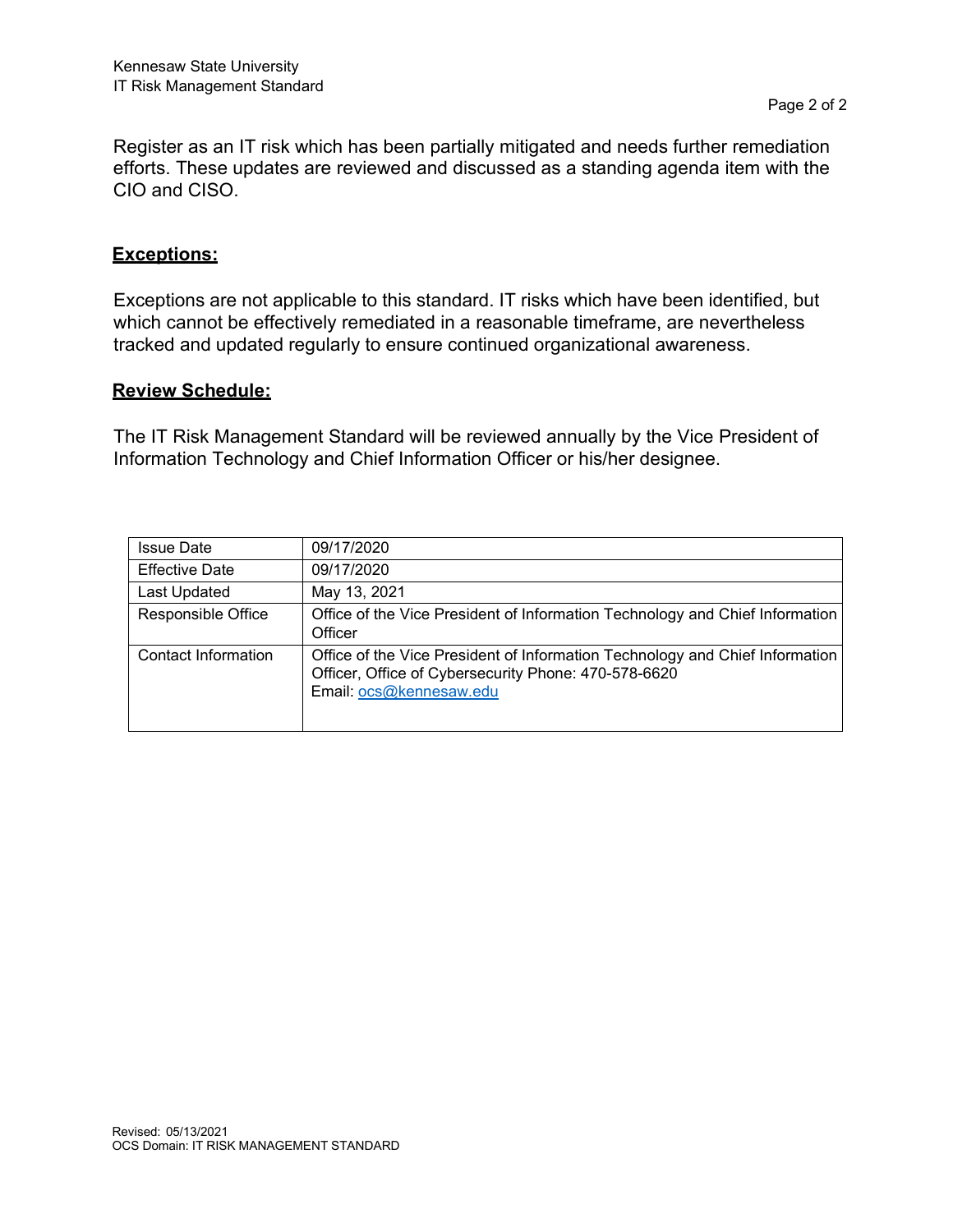Register as an IT risk which has been partially mitigated and needs further remediation efforts. These updates are reviewed and discussed as a standing agenda item with the CIO and CISO.

## Exceptions:

Exceptions are not applicable to this standard. IT risks which have been identified, but which cannot be effectively remediated in a reasonable timeframe, are nevertheless tracked and updated regularly to ensure continued organizational awareness.

## Review Schedule:

The IT Risk Management Standard will be reviewed annually by the Vice President of Information Technology and Chief Information Officer or his/her designee.

| | |
|---|---|
| Issue Date | 09/17/2020 |
| Effective Date | 09/17/2020 |
| Last Updated | May 13, 2021 |
| Responsible Office | Office of the Vice President of Information Technology and Chief Information Officer |
| Contact Information | Office of the Vice President of Information Technology and Chief Information Officer, Office of Cybersecurity Phone: 470-578-6620<br>Email: ocs@kennesaw.edu |

Revised: 05/13/2021
OCS Domain: IT RISK MANAGEMENT STANDARD